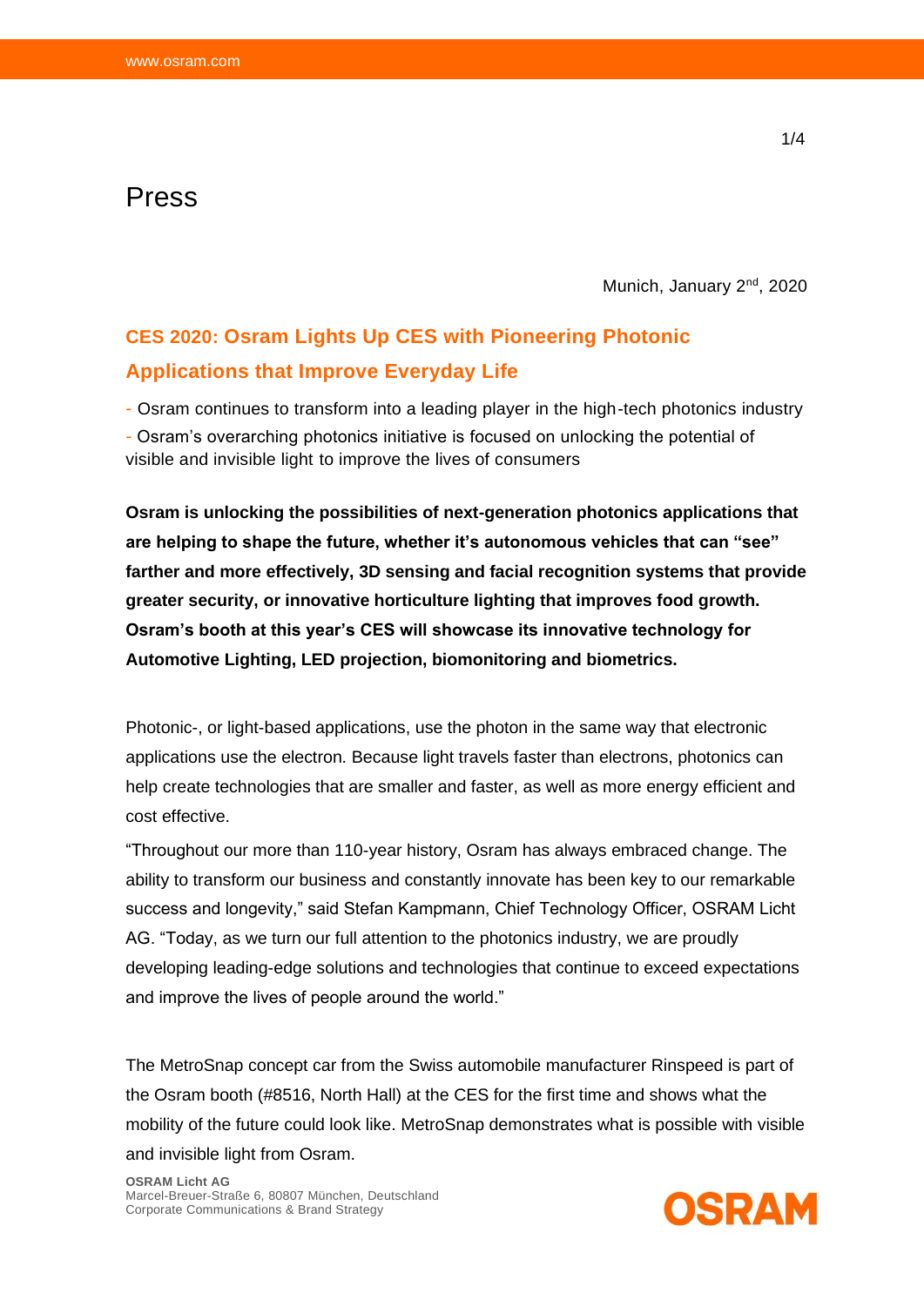# Press

Munich, January 2nd, 2020

## CES 2020: Osram Lights Up CES with Pioneering Photonic Applications that Improve Everyday Life

- Osram continues to transform into a leading player in the high-tech photonics industry
- Osram's overarching photonics initiative is focused on unlocking the potential of visible and invisible light to improve the lives of consumers

**Osram is unlocking the possibilities of next-generation photonics applications that are helping to shape the future, whether it's autonomous vehicles that can "see" farther and more effectively, 3D sensing and facial recognition systems that provide greater security, or innovative horticulture lighting that improves food growth. Osram's booth at this year's CES will showcase its innovative technology for Automotive Lighting, LED projection, biomonitoring and biometrics.**

Photonic-, or light-based applications, use the photon in the same way that electronic applications use the electron. Because light travels faster than electrons, photonics can help create technologies that are smaller and faster, as well as more energy efficient and cost effective.

"Throughout our more than 110-year history, Osram has always embraced change. The ability to transform our business and constantly innovate has been key to our remarkable success and longevity," said Stefan Kampmann, Chief Technology Officer, OSRAM Licht AG. "Today, as we turn our full attention to the photonics industry, we are proudly developing leading-edge solutions and technologies that continue to exceed expectations and improve the lives of people around the world."

The MetroSnap concept car from the Swiss automobile manufacturer Rinspeed is part of the Osram booth (#8516, North Hall) at the CES for the first time and shows what the mobility of the future could look like. MetroSnap demonstrates what is possible with visible and invisible light from Osram.

**OSRAM Licht AG**
Marcel-Breuer-Straße 6, 80807 München, Deutschland
Corporate Communications & Brand Strategy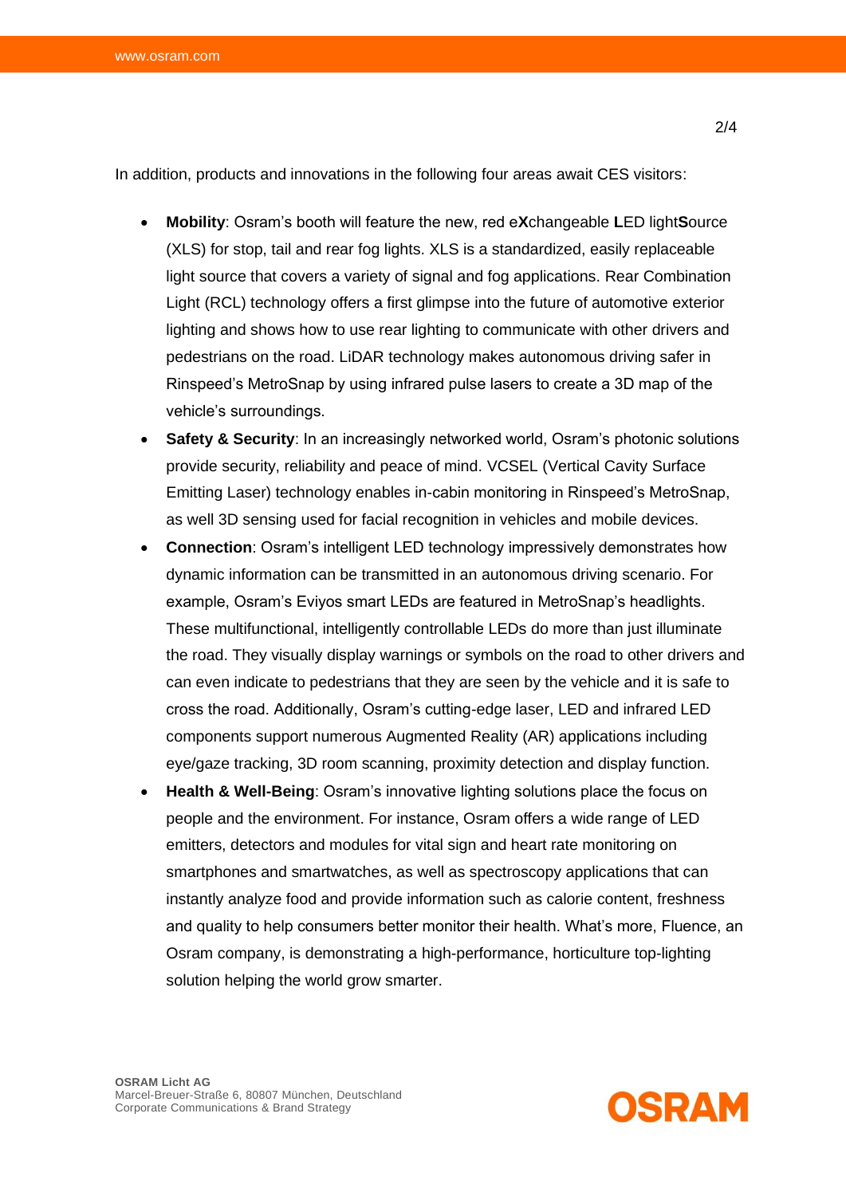In addition, products and innovations in the following four areas await CES visitors:

- **Mobility**: Osram's booth will feature the new, red e**X**changeable **L**ED light**S**ource (XLS) for stop, tail and rear fog lights. XLS is a standardized, easily replaceable light source that covers a variety of signal and fog applications. Rear Combination Light (RCL) technology offers a first glimpse into the future of automotive exterior lighting and shows how to use rear lighting to communicate with other drivers and pedestrians on the road. LiDAR technology makes autonomous driving safer in Rinspeed's MetroSnap by using infrared pulse lasers to create a 3D map of the vehicle's surroundings.
- **Safety & Security**: In an increasingly networked world, Osram's photonic solutions provide security, reliability and peace of mind. VCSEL (Vertical Cavity Surface Emitting Laser) technology enables in-cabin monitoring in Rinspeed's MetroSnap, as well 3D sensing used for facial recognition in vehicles and mobile devices.
- **Connection**: Osram's intelligent LED technology impressively demonstrates how dynamic information can be transmitted in an autonomous driving scenario. For example, Osram's Eviyos smart LEDs are featured in MetroSnap's headlights. These multifunctional, intelligently controllable LEDs do more than just illuminate the road. They visually display warnings or symbols on the road to other drivers and can even indicate to pedestrians that they are seen by the vehicle and it is safe to cross the road. Additionally, Osram's cutting-edge laser, LED and infrared LED components support numerous Augmented Reality (AR) applications including eye/gaze tracking, 3D room scanning, proximity detection and display function.
- **Health & Well-Being**: Osram's innovative lighting solutions place the focus on people and the environment. For instance, Osram offers a wide range of LED emitters, detectors and modules for vital sign and heart rate monitoring on smartphones and smartwatches, as well as spectroscopy applications that can instantly analyze food and provide information such as calorie content, freshness and quality to help consumers better monitor their health. What's more, Fluence, an Osram company, is demonstrating a high-performance, horticulture top-lighting solution helping the world grow smarter.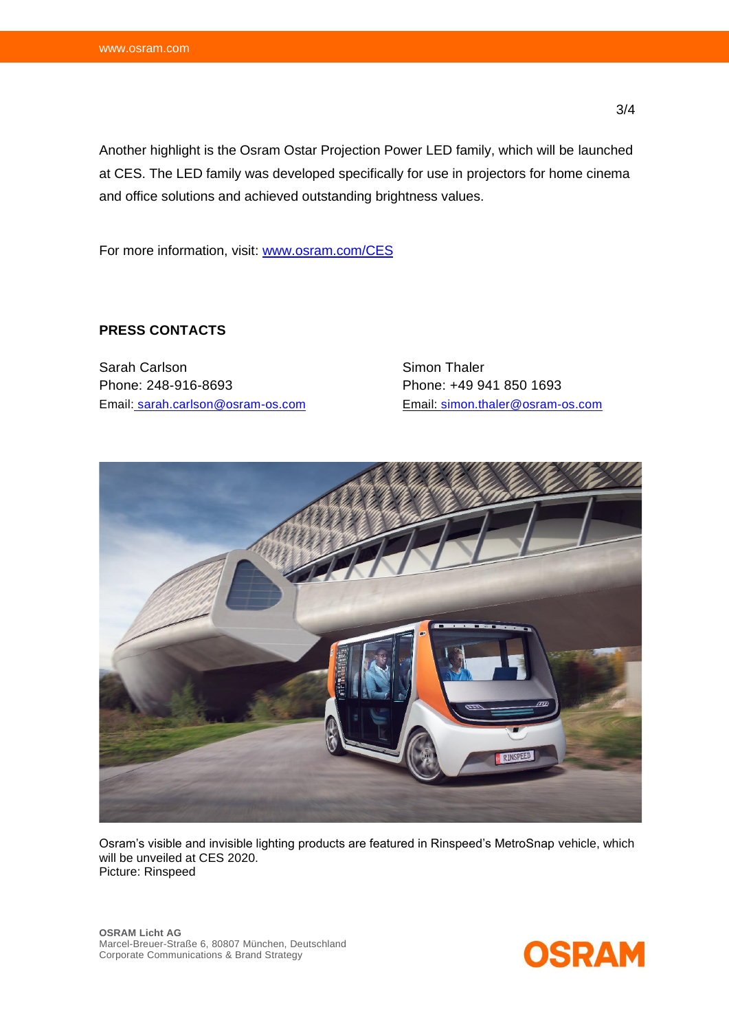Another highlight is the Osram Ostar Projection Power LED family, which will be launched at CES. The LED family was developed specifically for use in projectors for home cinema and office solutions and achieved outstanding brightness values.

For more information, visit: [www.osram.com/CES](www.osram.com/CES)

**PRESS CONTACTS**

Sarah Carlson
Phone: 248-916-8693
Email: sarah.carlson@osram-os.com

Simon Thaler
Phone: +49 941 850 1693
Email: simon.thaler@osram-os.com

Osram's visible and invisible lighting products are featured in Rinspeed's MetroSnap vehicle, which will be unveiled at CES 2020.
Picture: Rinspeed

**OSRAM Licht AG**
Marcel-Breuer-Straße 6, 80807 München, Deutschland
Corporate Communications & Brand Strategy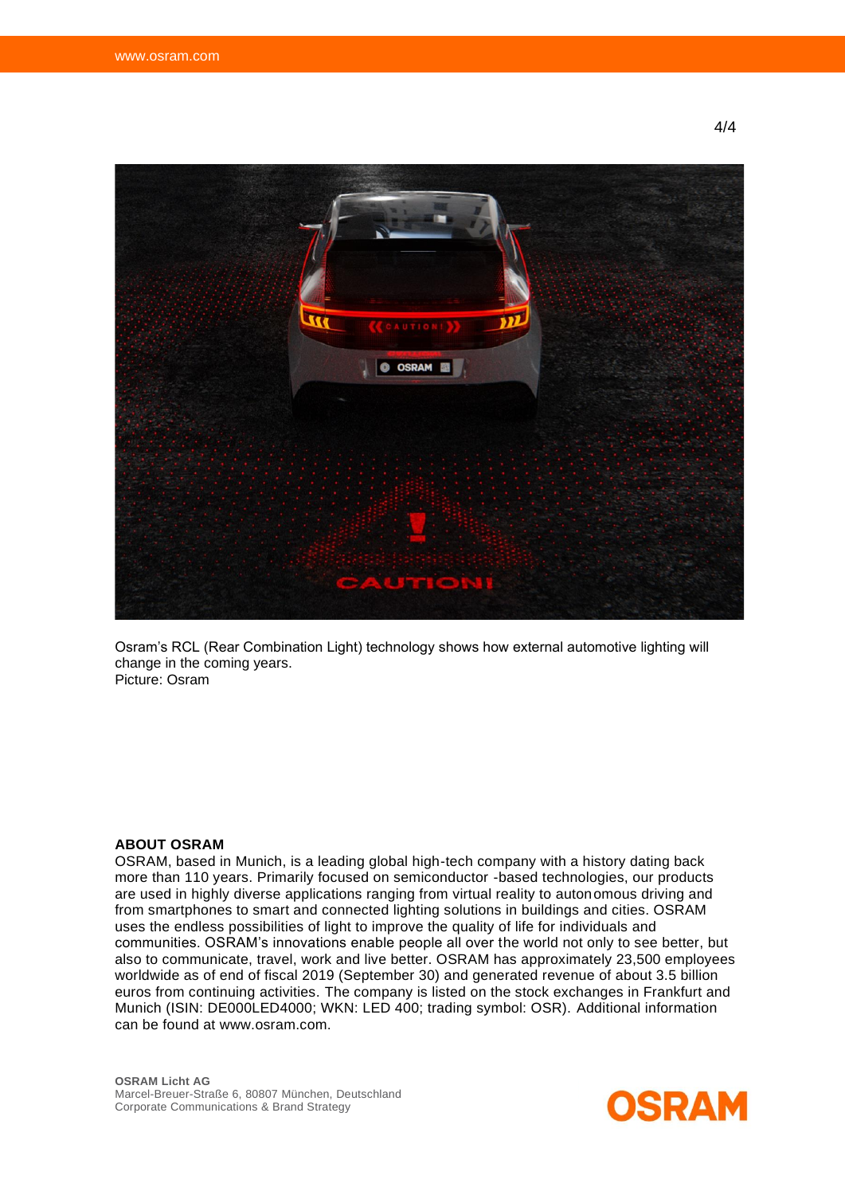Osram's RCL (Rear Combination Light) technology shows how external automotive lighting will change in the coming years.
Picture: Osram

**ABOUT OSRAM**

OSRAM, based in Munich, is a leading global high-tech company with a history dating back more than 110 years. Primarily focused on semiconductor -based technologies, our products are used in highly diverse applications ranging from virtual reality to autonomous driving and from smartphones to smart and connected lighting solutions in buildings and cities. OSRAM uses the endless possibilities of light to improve the quality of life for individuals and communities. OSRAM's innovations enable people all over the world not only to see better, but also to communicate, travel, work and live better. OSRAM has approximately 23,500 employees worldwide as of end of fiscal 2019 (September 30) and generated revenue of about 3.5 billion euros from continuing activities. The company is listed on the stock exchanges in Frankfurt and Munich (ISIN: DE000LED4000; WKN: LED 400; trading symbol: OSR). Additional information can be found at www.osram.com.

**OSRAM Licht AG**
Marcel-Breuer-Straße 6, 80807 München, Deutschland
Corporate Communications & Brand Strategy